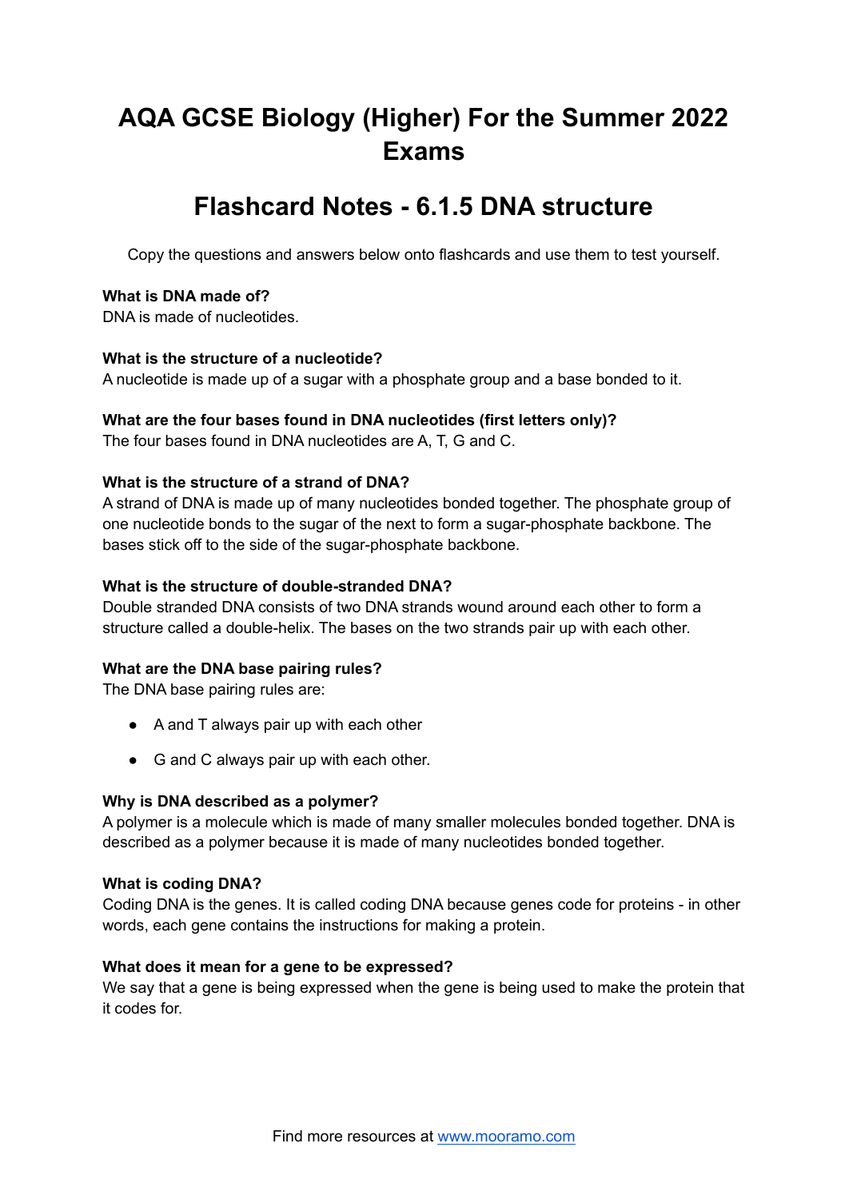# AQA GCSE Biology (Higher) For the Summer 2022 Exams

## Flashcard Notes - 6.1.5 DNA structure

Copy the questions and answers below onto flashcards and use them to test yourself.

**What is DNA made of?**
DNA is made of nucleotides.

**What is the structure of a nucleotide?**
A nucleotide is made up of a sugar with a phosphate group and a base bonded to it.

**What are the four bases found in DNA nucleotides (first letters only)?**
The four bases found in DNA nucleotides are A, T, G and C.

**What is the structure of a strand of DNA?**
A strand of DNA is made up of many nucleotides bonded together. The phosphate group of one nucleotide bonds to the sugar of the next to form a sugar-phosphate backbone. The bases stick off to the side of the sugar-phosphate backbone.

**What is the structure of double-stranded DNA?**
Double stranded DNA consists of two DNA strands wound around each other to form a structure called a double-helix. The bases on the two strands pair up with each other.

**What are the DNA base pairing rules?**
The DNA base pairing rules are:

- A and T always pair up with each other
- G and C always pair up with each other.

**Why is DNA described as a polymer?**
A polymer is a molecule which is made of many smaller molecules bonded together. DNA is described as a polymer because it is made of many nucleotides bonded together.

**What is coding DNA?**
Coding DNA is the genes. It is called coding DNA because genes code for proteins - in other words, each gene contains the instructions for making a protein.

**What does it mean for a gene to be expressed?**
We say that a gene is being expressed when the gene is being used to make the protein that it codes for.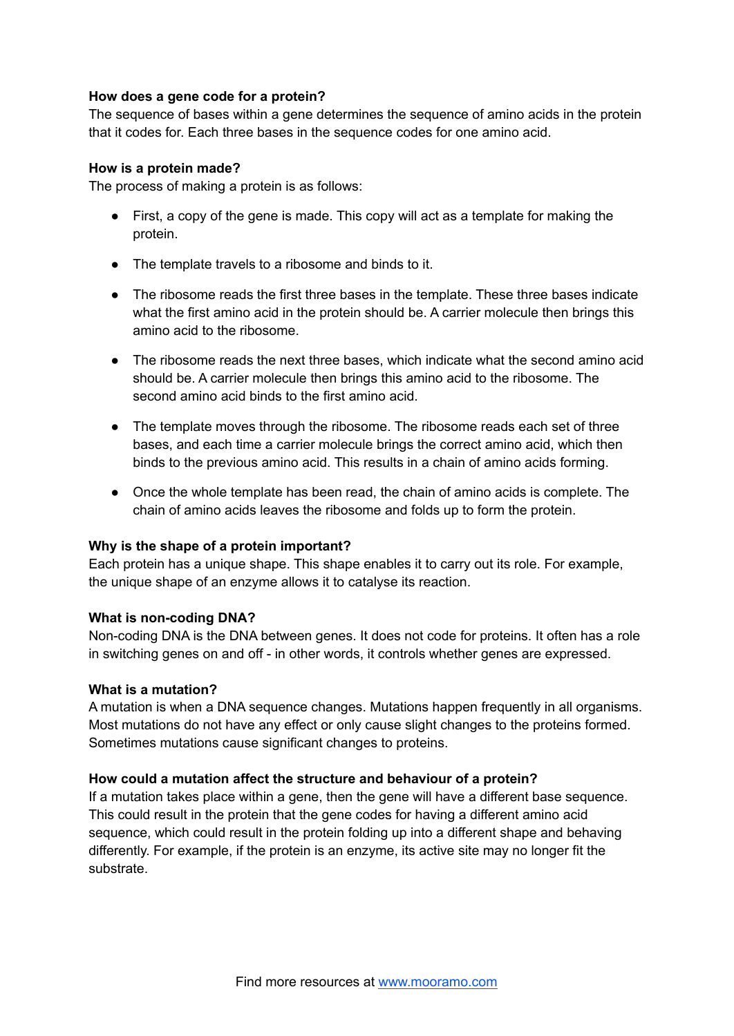**How does a gene code for a protein?**
The sequence of bases within a gene determines the sequence of amino acids in the protein that it codes for. Each three bases in the sequence codes for one amino acid.

**How is a protein made?**
The process of making a protein is as follows:

- First, a copy of the gene is made. This copy will act as a template for making the protein.
- The template travels to a ribosome and binds to it.
- The ribosome reads the first three bases in the template. These three bases indicate what the first amino acid in the protein should be. A carrier molecule then brings this amino acid to the ribosome.
- The ribosome reads the next three bases, which indicate what the second amino acid should be. A carrier molecule then brings this amino acid to the ribosome. The second amino acid binds to the first amino acid.
- The template moves through the ribosome. The ribosome reads each set of three bases, and each time a carrier molecule brings the correct amino acid, which then binds to the previous amino acid. This results in a chain of amino acids forming.
- Once the whole template has been read, the chain of amino acids is complete. The chain of amino acids leaves the ribosome and folds up to form the protein.

**Why is the shape of a protein important?**
Each protein has a unique shape. This shape enables it to carry out its role. For example, the unique shape of an enzyme allows it to catalyse its reaction.

**What is non-coding DNA?**
Non-coding DNA is the DNA between genes. It does not code for proteins. It often has a role in switching genes on and off - in other words, it controls whether genes are expressed.

**What is a mutation?**
A mutation is when a DNA sequence changes. Mutations happen frequently in all organisms. Most mutations do not have any effect or only cause slight changes to the proteins formed. Sometimes mutations cause significant changes to proteins.

**How could a mutation affect the structure and behaviour of a protein?**
If a mutation takes place within a gene, then the gene will have a different base sequence. This could result in the protein that the gene codes for having a different amino acid sequence, which could result in the protein folding up into a different shape and behaving differently. For example, if the protein is an enzyme, its active site may no longer fit the substrate.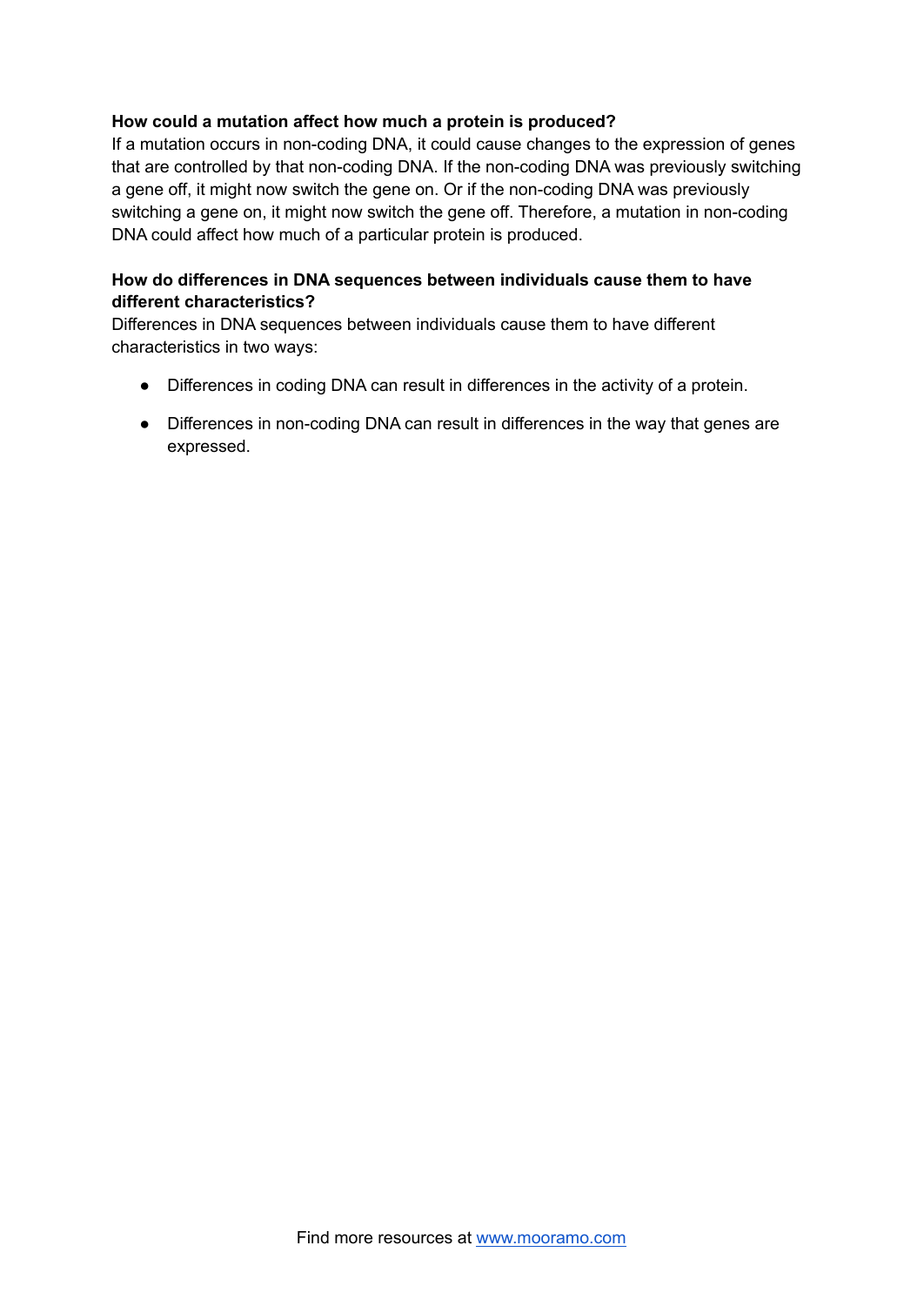**How could a mutation affect how much a protein is produced?**
If a mutation occurs in non-coding DNA, it could cause changes to the expression of genes that are controlled by that non-coding DNA. If the non-coding DNA was previously switching a gene off, it might now switch the gene on. Or if the non-coding DNA was previously switching a gene on, it might now switch the gene off. Therefore, a mutation in non-coding DNA could affect how much of a particular protein is produced.

**How do differences in DNA sequences between individuals cause them to have different characteristics?**
Differences in DNA sequences between individuals cause them to have different characteristics in two ways:

- Differences in coding DNA can result in differences in the activity of a protein.
- Differences in non-coding DNA can result in differences in the way that genes are expressed.

Find more resources at www.mooramo.com